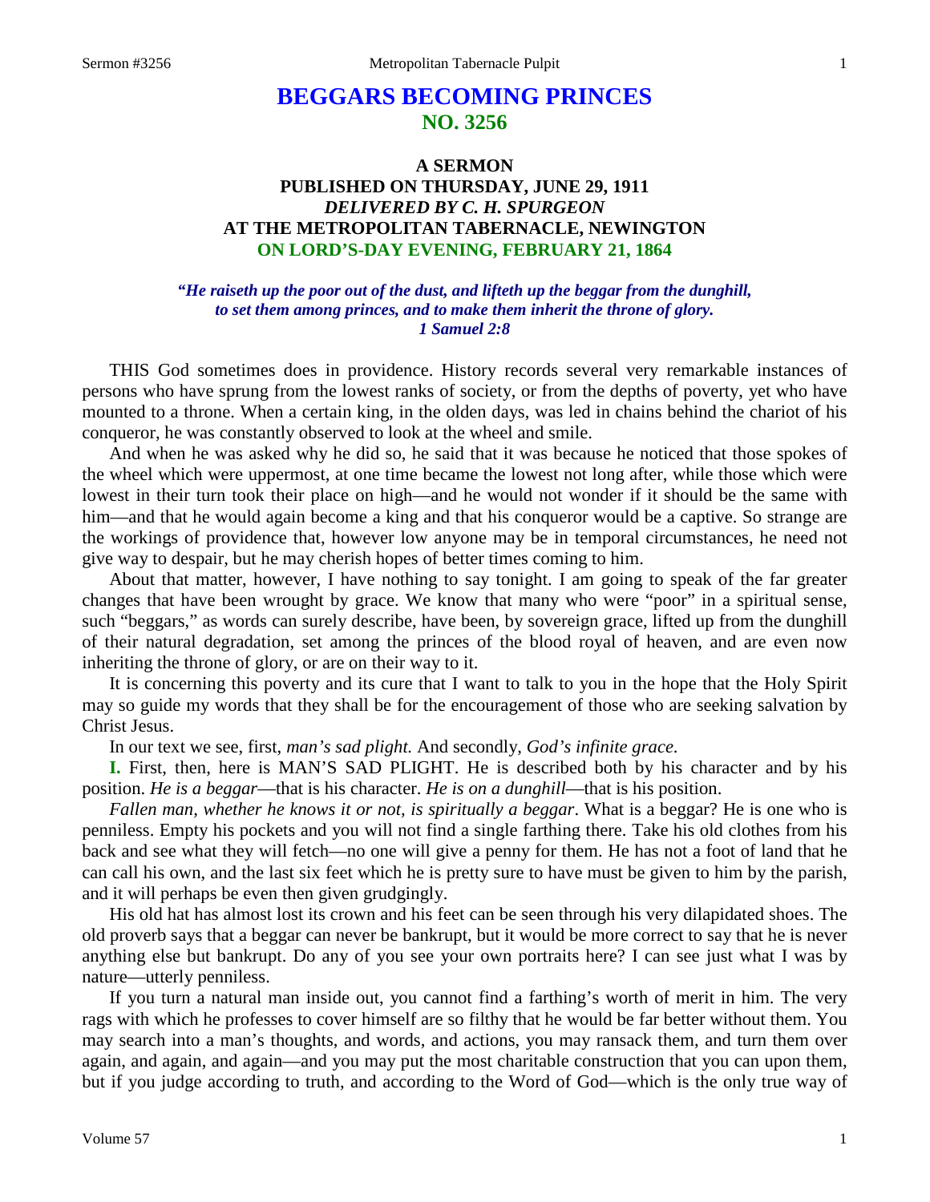# BEGGARS BECOMING PRINCES
## NO. 3256

### A SERMON
### PUBLISHED ON THURSDAY, JUNE 29, 1911
### *DELIVERED BY C. H. SPURGEON*
### AT THE METROPOLITAN TABERNACLE, NEWINGTON
### ON LORD'S-DAY EVENING, FEBRUARY 21, 1864

*"He raiseth up the poor out of the dust, and lifteth up the beggar from the dunghill, to set them among princes, and to make them inherit the throne of glory. 1 Samuel 2:8*

THIS God sometimes does in providence. History records several very remarkable instances of persons who have sprung from the lowest ranks of society, or from the depths of poverty, yet who have mounted to a throne. When a certain king, in the olden days, was led in chains behind the chariot of his conqueror, he was constantly observed to look at the wheel and smile.

And when he was asked why he did so, he said that it was because he noticed that those spokes of the wheel which were uppermost, at one time became the lowest not long after, while those which were lowest in their turn took their place on high—and he would not wonder if it should be the same with him—and that he would again become a king and that his conqueror would be a captive. So strange are the workings of providence that, however low anyone may be in temporal circumstances, he need not give way to despair, but he may cherish hopes of better times coming to him.

About that matter, however, I have nothing to say tonight. I am going to speak of the far greater changes that have been wrought by grace. We know that many who were "poor" in a spiritual sense, such "beggars," as words can surely describe, have been, by sovereign grace, lifted up from the dunghill of their natural degradation, set among the princes of the blood royal of heaven, and are even now inheriting the throne of glory, or are on their way to it.

It is concerning this poverty and its cure that I want to talk to you in the hope that the Holy Spirit may so guide my words that they shall be for the encouragement of those who are seeking salvation by Christ Jesus.

In our text we see, first, *man's sad plight.* And secondly, *God's infinite grace.*

**I.** First, then, here is MAN'S SAD PLIGHT. He is described both by his character and by his position. *He is a beggar*—that is his character. *He is on a dunghill*—that is his position.

*Fallen man, whether he knows it or not, is spiritually a beggar*. What is a beggar? He is one who is penniless. Empty his pockets and you will not find a single farthing there. Take his old clothes from his back and see what they will fetch—no one will give a penny for them. He has not a foot of land that he can call his own, and the last six feet which he is pretty sure to have must be given to him by the parish, and it will perhaps be even then given grudgingly.

His old hat has almost lost its crown and his feet can be seen through his very dilapidated shoes. The old proverb says that a beggar can never be bankrupt, but it would be more correct to say that he is never anything else but bankrupt. Do any of you see your own portraits here? I can see just what I was by nature—utterly penniless.

If you turn a natural man inside out, you cannot find a farthing's worth of merit in him. The very rags with which he professes to cover himself are so filthy that he would be far better without them. You may search into a man's thoughts, and words, and actions, you may ransack them, and turn them over again, and again, and again—and you may put the most charitable construction that you can upon them, but if you judge according to truth, and according to the Word of God—which is the only true way of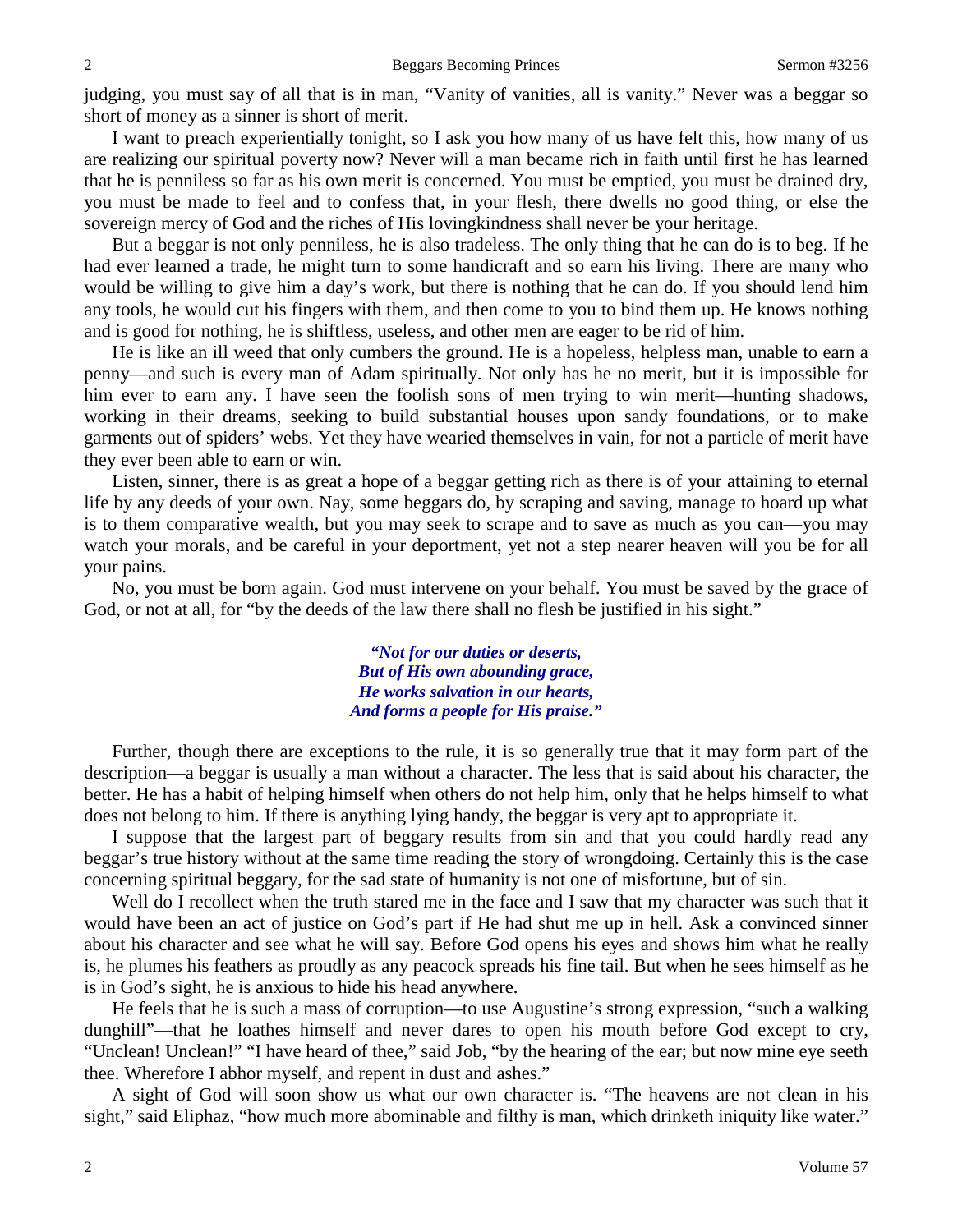judging, you must say of all that is in man, "Vanity of vanities, all is vanity." Never was a beggar so short of money as a sinner is short of merit.

I want to preach experientially tonight, so I ask you how many of us have felt this, how many of us are realizing our spiritual poverty now? Never will a man became rich in faith until first he has learned that he is penniless so far as his own merit is concerned. You must be emptied, you must be drained dry, you must be made to feel and to confess that, in your flesh, there dwells no good thing, or else the sovereign mercy of God and the riches of His lovingkindness shall never be your heritage.

But a beggar is not only penniless, he is also tradeless. The only thing that he can do is to beg. If he had ever learned a trade, he might turn to some handicraft and so earn his living. There are many who would be willing to give him a day's work, but there is nothing that he can do. If you should lend him any tools, he would cut his fingers with them, and then come to you to bind them up. He knows nothing and is good for nothing, he is shiftless, useless, and other men are eager to be rid of him.

He is like an ill weed that only cumbers the ground. He is a hopeless, helpless man, unable to earn a penny—and such is every man of Adam spiritually. Not only has he no merit, but it is impossible for him ever to earn any. I have seen the foolish sons of men trying to win merit—hunting shadows, working in their dreams, seeking to build substantial houses upon sandy foundations, or to make garments out of spiders' webs. Yet they have wearied themselves in vain, for not a particle of merit have they ever been able to earn or win.

Listen, sinner, there is as great a hope of a beggar getting rich as there is of your attaining to eternal life by any deeds of your own. Nay, some beggars do, by scraping and saving, manage to hoard up what is to them comparative wealth, but you may seek to scrape and to save as much as you can—you may watch your morals, and be careful in your deportment, yet not a step nearer heaven will you be for all your pains.

No, you must be born again. God must intervene on your behalf. You must be saved by the grace of God, or not at all, for "by the deeds of the law there shall no flesh be justified in his sight."

> ***"Not for our duties or deserts,***
> ***But of His own abounding grace,***
> ***He works salvation in our hearts,***
> ***And forms a people for His praise."***

Further, though there are exceptions to the rule, it is so generally true that it may form part of the description—a beggar is usually a man without a character. The less that is said about his character, the better. He has a habit of helping himself when others do not help him, only that he helps himself to what does not belong to him. If there is anything lying handy, the beggar is very apt to appropriate it.

I suppose that the largest part of beggary results from sin and that you could hardly read any beggar's true history without at the same time reading the story of wrongdoing. Certainly this is the case concerning spiritual beggary, for the sad state of humanity is not one of misfortune, but of sin.

Well do I recollect when the truth stared me in the face and I saw that my character was such that it would have been an act of justice on God's part if He had shut me up in hell. Ask a convinced sinner about his character and see what he will say. Before God opens his eyes and shows him what he really is, he plumes his feathers as proudly as any peacock spreads his fine tail. But when he sees himself as he is in God's sight, he is anxious to hide his head anywhere.

He feels that he is such a mass of corruption—to use Augustine's strong expression, "such a walking dunghill"—that he loathes himself and never dares to open his mouth before God except to cry, "Unclean! Unclean!" "I have heard of thee," said Job, "by the hearing of the ear; but now mine eye seeth thee. Wherefore I abhor myself, and repent in dust and ashes."

A sight of God will soon show us what our own character is. "The heavens are not clean in his sight," said Eliphaz, "how much more abominable and filthy is man, which drinketh iniquity like water."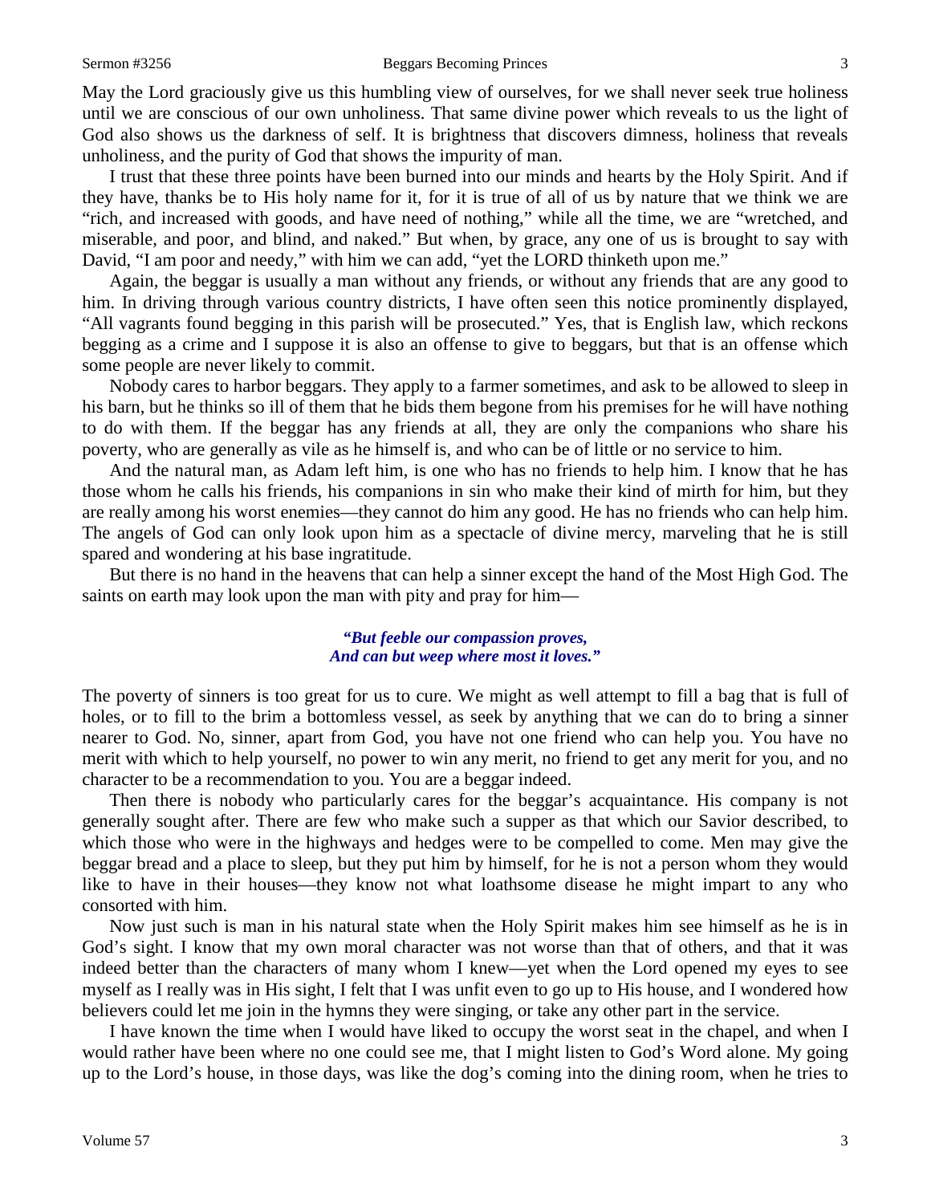May the Lord graciously give us this humbling view of ourselves, for we shall never seek true holiness until we are conscious of our own unholiness. That same divine power which reveals to us the light of God also shows us the darkness of self. It is brightness that discovers dimness, holiness that reveals unholiness, and the purity of God that shows the impurity of man.

I trust that these three points have been burned into our minds and hearts by the Holy Spirit. And if they have, thanks be to His holy name for it, for it is true of all of us by nature that we think we are "rich, and increased with goods, and have need of nothing," while all the time, we are "wretched, and miserable, and poor, and blind, and naked." But when, by grace, any one of us is brought to say with David, "I am poor and needy," with him we can add, "yet the LORD thinketh upon me."

Again, the beggar is usually a man without any friends, or without any friends that are any good to him. In driving through various country districts, I have often seen this notice prominently displayed, "All vagrants found begging in this parish will be prosecuted." Yes, that is English law, which reckons begging as a crime and I suppose it is also an offense to give to beggars, but that is an offense which some people are never likely to commit.

Nobody cares to harbor beggars. They apply to a farmer sometimes, and ask to be allowed to sleep in his barn, but he thinks so ill of them that he bids them begone from his premises for he will have nothing to do with them. If the beggar has any friends at all, they are only the companions who share his poverty, who are generally as vile as he himself is, and who can be of little or no service to him.

And the natural man, as Adam left him, is one who has no friends to help him. I know that he has those whom he calls his friends, his companions in sin who make their kind of mirth for him, but they are really among his worst enemies—they cannot do him any good. He has no friends who can help him. The angels of God can only look upon him as a spectacle of divine mercy, marveling that he is still spared and wondering at his base ingratitude.

But there is no hand in the heavens that can help a sinner except the hand of the Most High God. The saints on earth may look upon the man with pity and pray for him—

> ***"But feeble our compassion proves,***
> ***And can but weep where most it loves."***

The poverty of sinners is too great for us to cure. We might as well attempt to fill a bag that is full of holes, or to fill to the brim a bottomless vessel, as seek by anything that we can do to bring a sinner nearer to God. No, sinner, apart from God, you have not one friend who can help you. You have no merit with which to help yourself, no power to win any merit, no friend to get any merit for you, and no character to be a recommendation to you. You are a beggar indeed.

Then there is nobody who particularly cares for the beggar's acquaintance. His company is not generally sought after. There are few who make such a supper as that which our Savior described, to which those who were in the highways and hedges were to be compelled to come. Men may give the beggar bread and a place to sleep, but they put him by himself, for he is not a person whom they would like to have in their houses—they know not what loathsome disease he might impart to any who consorted with him.

Now just such is man in his natural state when the Holy Spirit makes him see himself as he is in God's sight. I know that my own moral character was not worse than that of others, and that it was indeed better than the characters of many whom I knew—yet when the Lord opened my eyes to see myself as I really was in His sight, I felt that I was unfit even to go up to His house, and I wondered how believers could let me join in the hymns they were singing, or take any other part in the service.

I have known the time when I would have liked to occupy the worst seat in the chapel, and when I would rather have been where no one could see me, that I might listen to God's Word alone. My going up to the Lord's house, in those days, was like the dog's coming into the dining room, when he tries to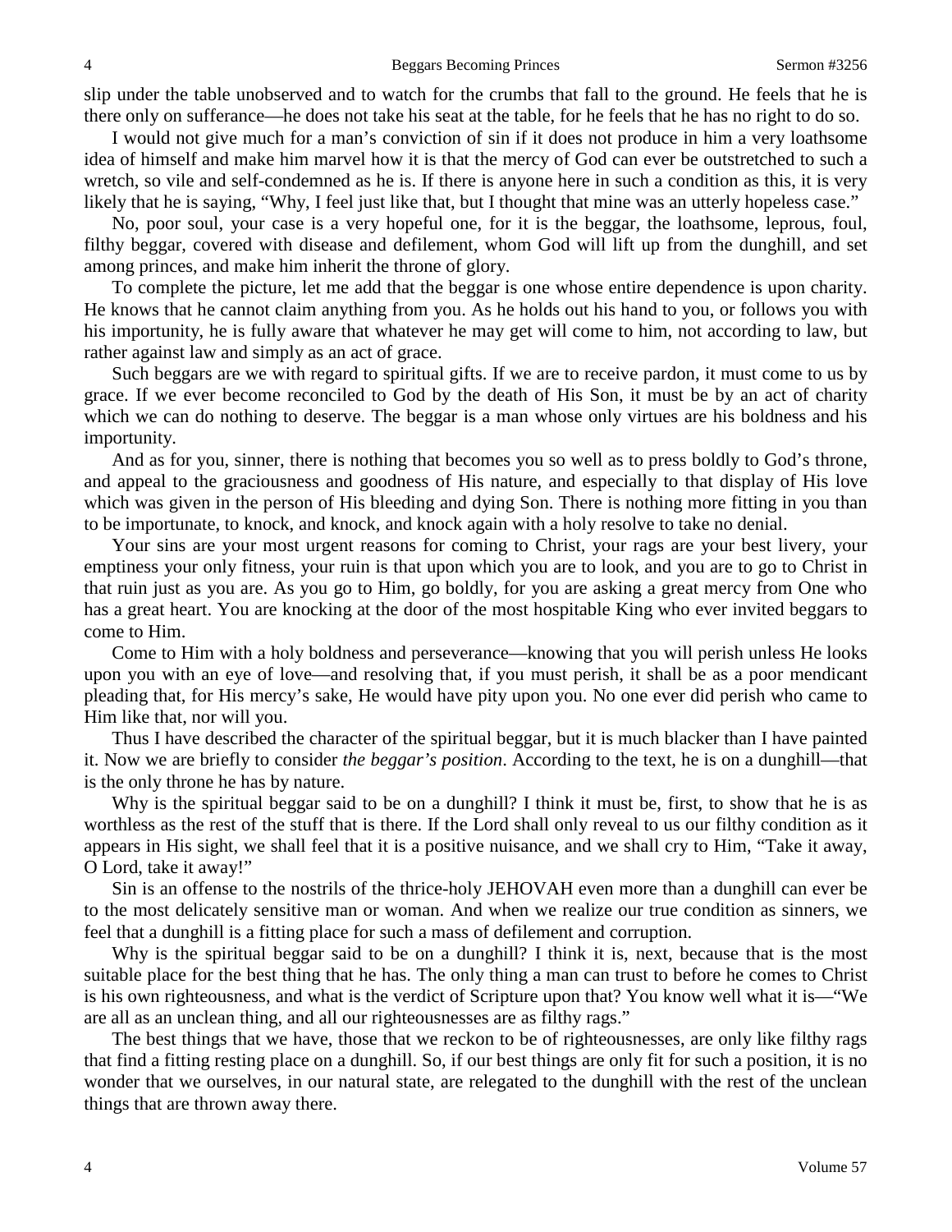slip under the table unobserved and to watch for the crumbs that fall to the ground. He feels that he is there only on sufferance—he does not take his seat at the table, for he feels that he has no right to do so.

I would not give much for a man's conviction of sin if it does not produce in him a very loathsome idea of himself and make him marvel how it is that the mercy of God can ever be outstretched to such a wretch, so vile and self-condemned as he is. If there is anyone here in such a condition as this, it is very likely that he is saying, "Why, I feel just like that, but I thought that mine was an utterly hopeless case."

No, poor soul, your case is a very hopeful one, for it is the beggar, the loathsome, leprous, foul, filthy beggar, covered with disease and defilement, whom God will lift up from the dunghill, and set among princes, and make him inherit the throne of glory.

To complete the picture, let me add that the beggar is one whose entire dependence is upon charity. He knows that he cannot claim anything from you. As he holds out his hand to you, or follows you with his importunity, he is fully aware that whatever he may get will come to him, not according to law, but rather against law and simply as an act of grace.

Such beggars are we with regard to spiritual gifts. If we are to receive pardon, it must come to us by grace. If we ever become reconciled to God by the death of His Son, it must be by an act of charity which we can do nothing to deserve. The beggar is a man whose only virtues are his boldness and his importunity.

And as for you, sinner, there is nothing that becomes you so well as to press boldly to God's throne, and appeal to the graciousness and goodness of His nature, and especially to that display of His love which was given in the person of His bleeding and dying Son. There is nothing more fitting in you than to be importunate, to knock, and knock, and knock again with a holy resolve to take no denial.

Your sins are your most urgent reasons for coming to Christ, your rags are your best livery, your emptiness your only fitness, your ruin is that upon which you are to look, and you are to go to Christ in that ruin just as you are. As you go to Him, go boldly, for you are asking a great mercy from One who has a great heart. You are knocking at the door of the most hospitable King who ever invited beggars to come to Him.

Come to Him with a holy boldness and perseverance—knowing that you will perish unless He looks upon you with an eye of love—and resolving that, if you must perish, it shall be as a poor mendicant pleading that, for His mercy's sake, He would have pity upon you. No one ever did perish who came to Him like that, nor will you.

Thus I have described the character of the spiritual beggar, but it is much blacker than I have painted it. Now we are briefly to consider *the beggar's position*. According to the text, he is on a dunghill—that is the only throne he has by nature.

Why is the spiritual beggar said to be on a dunghill? I think it must be, first, to show that he is as worthless as the rest of the stuff that is there. If the Lord shall only reveal to us our filthy condition as it appears in His sight, we shall feel that it is a positive nuisance, and we shall cry to Him, "Take it away, O Lord, take it away!"

Sin is an offense to the nostrils of the thrice-holy JEHOVAH even more than a dunghill can ever be to the most delicately sensitive man or woman. And when we realize our true condition as sinners, we feel that a dunghill is a fitting place for such a mass of defilement and corruption.

Why is the spiritual beggar said to be on a dunghill? I think it is, next, because that is the most suitable place for the best thing that he has. The only thing a man can trust to before he comes to Christ is his own righteousness, and what is the verdict of Scripture upon that? You know well what it is—"We are all as an unclean thing, and all our righteousnesses are as filthy rags."

The best things that we have, those that we reckon to be of righteousnesses, are only like filthy rags that find a fitting resting place on a dunghill. So, if our best things are only fit for such a position, it is no wonder that we ourselves, in our natural state, are relegated to the dunghill with the rest of the unclean things that are thrown away there.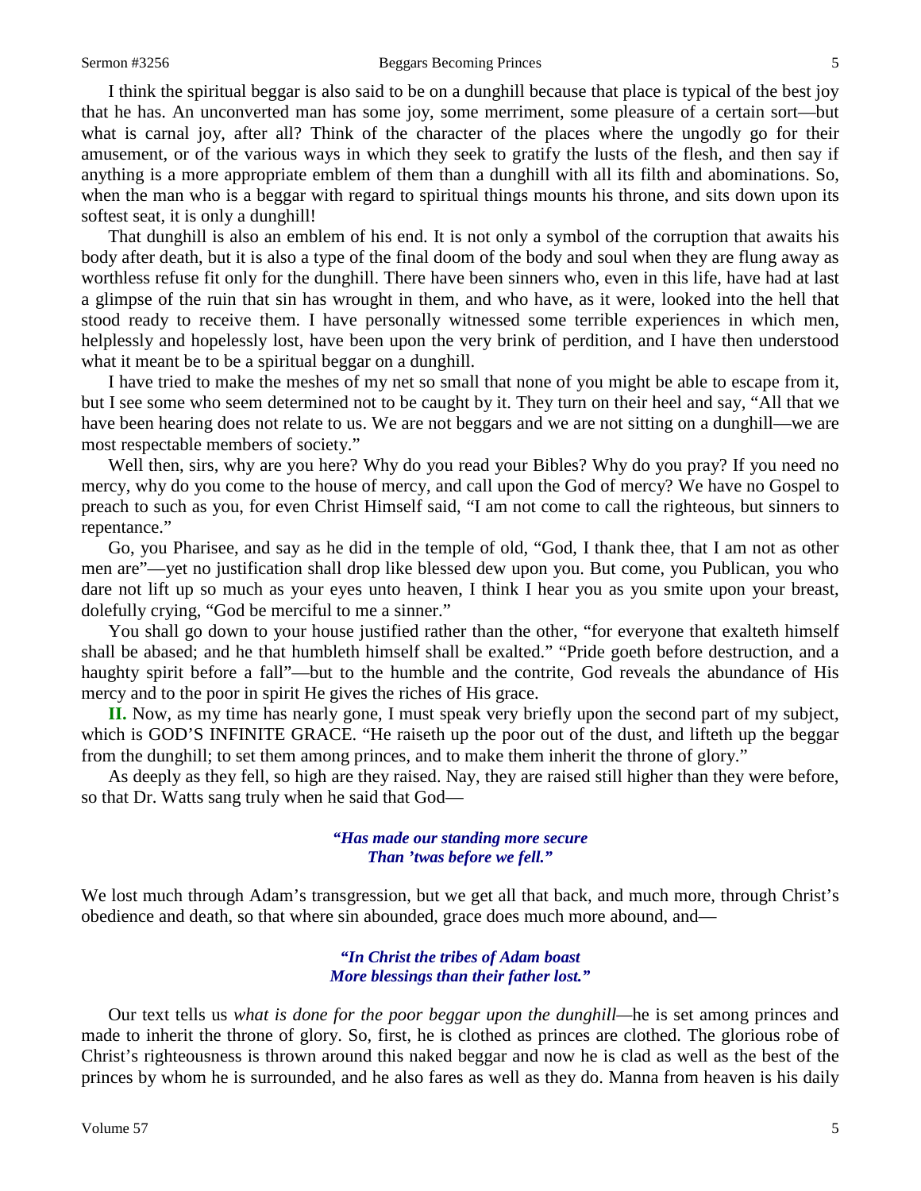I think the spiritual beggar is also said to be on a dunghill because that place is typical of the best joy that he has. An unconverted man has some joy, some merriment, some pleasure of a certain sort—but what is carnal joy, after all? Think of the character of the places where the ungodly go for their amusement, or of the various ways in which they seek to gratify the lusts of the flesh, and then say if anything is a more appropriate emblem of them than a dunghill with all its filth and abominations. So, when the man who is a beggar with regard to spiritual things mounts his throne, and sits down upon its softest seat, it is only a dunghill!

That dunghill is also an emblem of his end. It is not only a symbol of the corruption that awaits his body after death, but it is also a type of the final doom of the body and soul when they are flung away as worthless refuse fit only for the dunghill. There have been sinners who, even in this life, have had at last a glimpse of the ruin that sin has wrought in them, and who have, as it were, looked into the hell that stood ready to receive them. I have personally witnessed some terrible experiences in which men, helplessly and hopelessly lost, have been upon the very brink of perdition, and I have then understood what it meant be to be a spiritual beggar on a dunghill.

I have tried to make the meshes of my net so small that none of you might be able to escape from it, but I see some who seem determined not to be caught by it. They turn on their heel and say, "All that we have been hearing does not relate to us. We are not beggars and we are not sitting on a dunghill—we are most respectable members of society."

Well then, sirs, why are you here? Why do you read your Bibles? Why do you pray? If you need no mercy, why do you come to the house of mercy, and call upon the God of mercy? We have no Gospel to preach to such as you, for even Christ Himself said, "I am not come to call the righteous, but sinners to repentance."

Go, you Pharisee, and say as he did in the temple of old, "God, I thank thee, that I am not as other men are"—yet no justification shall drop like blessed dew upon you. But come, you Publican, you who dare not lift up so much as your eyes unto heaven, I think I hear you as you smite upon your breast, dolefully crying, "God be merciful to me a sinner."

You shall go down to your house justified rather than the other, "for everyone that exalteth himself shall be abased; and he that humbleth himself shall be exalted." "Pride goeth before destruction, and a haughty spirit before a fall"—but to the humble and the contrite, God reveals the abundance of His mercy and to the poor in spirit He gives the riches of His grace.

**II.** Now, as my time has nearly gone, I must speak very briefly upon the second part of my subject, which is GOD'S INFINITE GRACE. "He raiseth up the poor out of the dust, and lifteth up the beggar from the dunghill; to set them among princes, and to make them inherit the throne of glory."

As deeply as they fell, so high are they raised. Nay, they are raised still higher than they were before, so that Dr. Watts sang truly when he said that God—

> ***"Has made our standing more secure***
> ***Than 'twas before we fell."***

We lost much through Adam's transgression, but we get all that back, and much more, through Christ's obedience and death, so that where sin abounded, grace does much more abound, and—

> ***"In Christ the tribes of Adam boast***
> ***More blessings than their father lost."***

Our text tells us *what is done for the poor beggar upon the dunghill*—he is set among princes and made to inherit the throne of glory. So, first, he is clothed as princes are clothed. The glorious robe of Christ's righteousness is thrown around this naked beggar and now he is clad as well as the best of the princes by whom he is surrounded, and he also fares as well as they do. Manna from heaven is his daily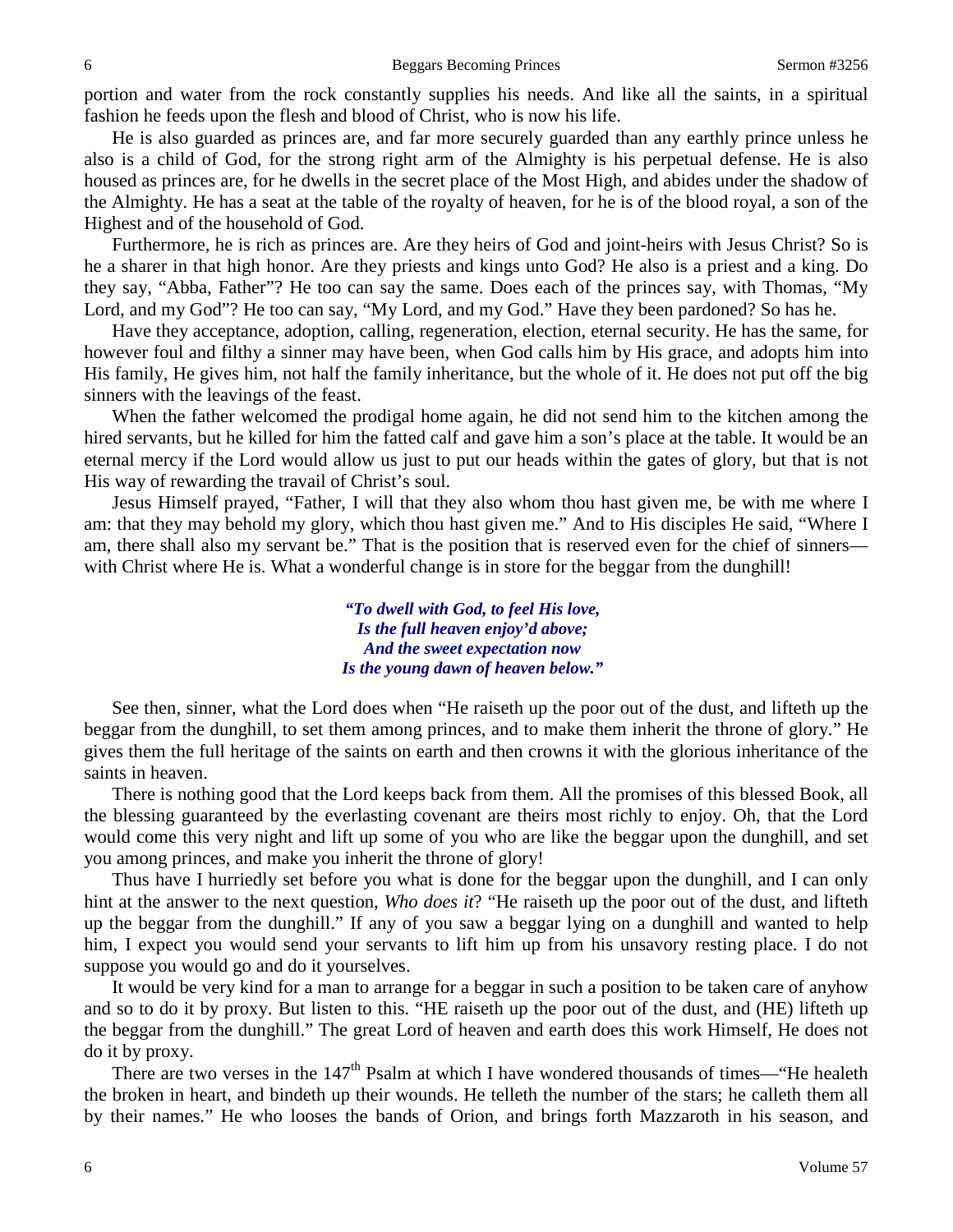portion and water from the rock constantly supplies his needs. And like all the saints, in a spiritual fashion he feeds upon the flesh and blood of Christ, who is now his life.

He is also guarded as princes are, and far more securely guarded than any earthly prince unless he also is a child of God, for the strong right arm of the Almighty is his perpetual defense. He is also housed as princes are, for he dwells in the secret place of the Most High, and abides under the shadow of the Almighty. He has a seat at the table of the royalty of heaven, for he is of the blood royal, a son of the Highest and of the household of God.

Furthermore, he is rich as princes are. Are they heirs of God and joint-heirs with Jesus Christ? So is he a sharer in that high honor. Are they priests and kings unto God? He also is a priest and a king. Do they say, "Abba, Father"? He too can say the same. Does each of the princes say, with Thomas, "My Lord, and my God"? He too can say, "My Lord, and my God." Have they been pardoned? So has he.

Have they acceptance, adoption, calling, regeneration, election, eternal security. He has the same, for however foul and filthy a sinner may have been, when God calls him by His grace, and adopts him into His family, He gives him, not half the family inheritance, but the whole of it. He does not put off the big sinners with the leavings of the feast.

When the father welcomed the prodigal home again, he did not send him to the kitchen among the hired servants, but he killed for him the fatted calf and gave him a son's place at the table. It would be an eternal mercy if the Lord would allow us just to put our heads within the gates of glory, but that is not His way of rewarding the travail of Christ's soul.

Jesus Himself prayed, "Father, I will that they also whom thou hast given me, be with me where I am: that they may behold my glory, which thou hast given me." And to His disciples He said, "Where I am, there shall also my servant be." That is the position that is reserved even for the chief of sinners—with Christ where He is. What a wonderful change is in store for the beggar from the dunghill!

> ***"To dwell with God, to feel His love,***
> ***Is the full heaven enjoy'd above;***
> ***And the sweet expectation now***
> ***Is the young dawn of heaven below."***

See then, sinner, what the Lord does when "He raiseth up the poor out of the dust, and lifteth up the beggar from the dunghill, to set them among princes, and to make them inherit the throne of glory." He gives them the full heritage of the saints on earth and then crowns it with the glorious inheritance of the saints in heaven.

There is nothing good that the Lord keeps back from them. All the promises of this blessed Book, all the blessing guaranteed by the everlasting covenant are theirs most richly to enjoy. Oh, that the Lord would come this very night and lift up some of you who are like the beggar upon the dunghill, and set you among princes, and make you inherit the throne of glory!

Thus have I hurriedly set before you what is done for the beggar upon the dunghill, and I can only hint at the answer to the next question, *Who does it*? "He raiseth up the poor out of the dust, and lifteth up the beggar from the dunghill." If any of you saw a beggar lying on a dunghill and wanted to help him, I expect you would send your servants to lift him up from his unsavory resting place. I do not suppose you would go and do it yourselves.

It would be very kind for a man to arrange for a beggar in such a position to be taken care of anyhow and so to do it by proxy. But listen to this. "HE raiseth up the poor out of the dust, and (HE) lifteth up the beggar from the dunghill." The great Lord of heaven and earth does this work Himself, He does not do it by proxy.

There are two verses in the 147th Psalm at which I have wondered thousands of times—"He healeth the broken in heart, and bindeth up their wounds. He telleth the number of the stars; he calleth them all by their names." He who looses the bands of Orion, and brings forth Mazzaroth in his season, and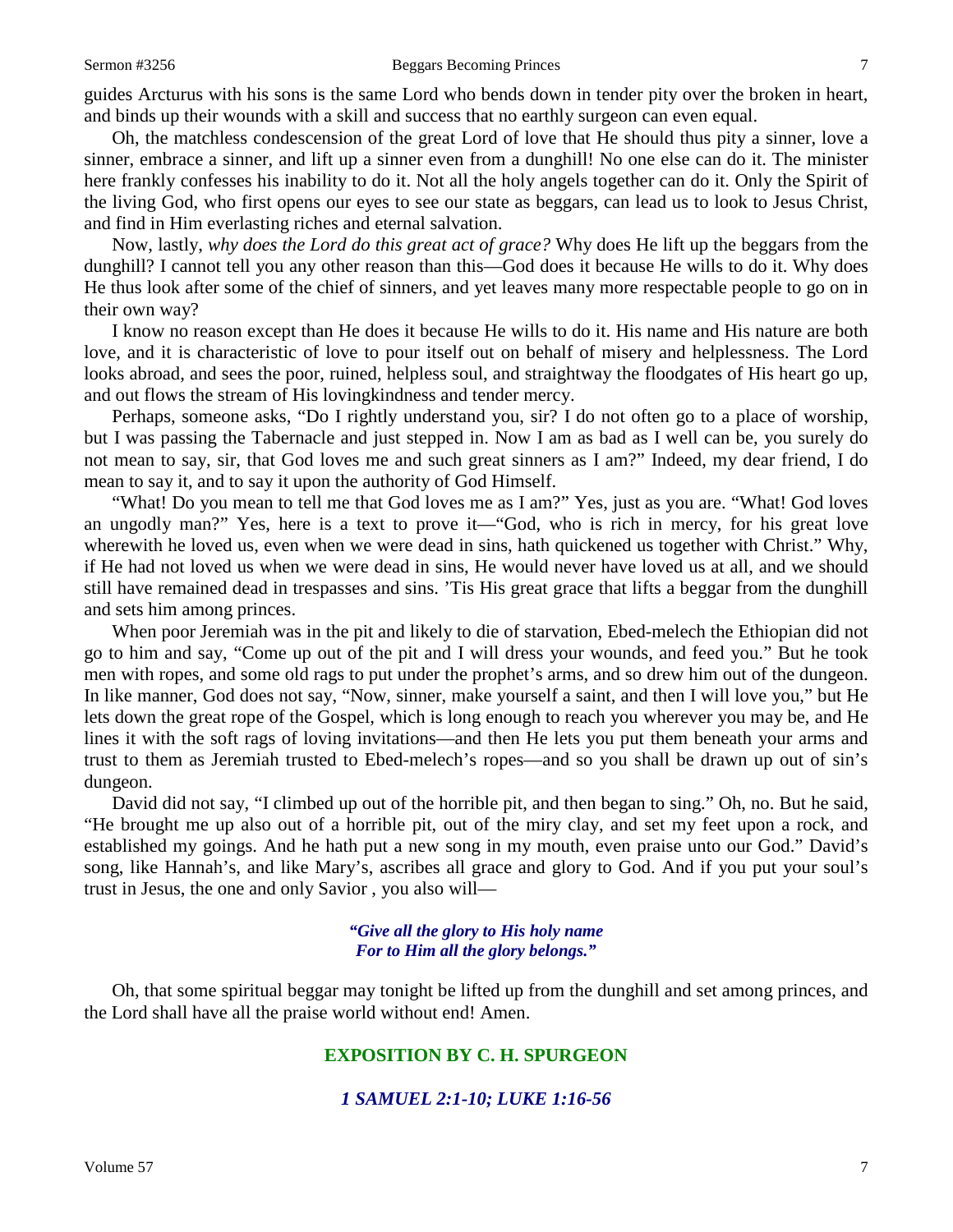guides Arcturus with his sons is the same Lord who bends down in tender pity over the broken in heart, and binds up their wounds with a skill and success that no earthly surgeon can even equal.

Oh, the matchless condescension of the great Lord of love that He should thus pity a sinner, love a sinner, embrace a sinner, and lift up a sinner even from a dunghill! No one else can do it. The minister here frankly confesses his inability to do it. Not all the holy angels together can do it. Only the Spirit of the living God, who first opens our eyes to see our state as beggars, can lead us to look to Jesus Christ, and find in Him everlasting riches and eternal salvation.

Now, lastly, *why does the Lord do this great act of grace?* Why does He lift up the beggars from the dunghill? I cannot tell you any other reason than this—God does it because He wills to do it. Why does He thus look after some of the chief of sinners, and yet leaves many more respectable people to go on in their own way?

I know no reason except than He does it because He wills to do it. His name and His nature are both love, and it is characteristic of love to pour itself out on behalf of misery and helplessness. The Lord looks abroad, and sees the poor, ruined, helpless soul, and straightway the floodgates of His heart go up, and out flows the stream of His lovingkindness and tender mercy.

Perhaps, someone asks, "Do I rightly understand you, sir? I do not often go to a place of worship, but I was passing the Tabernacle and just stepped in. Now I am as bad as I well can be, you surely do not mean to say, sir, that God loves me and such great sinners as I am?" Indeed, my dear friend, I do mean to say it, and to say it upon the authority of God Himself.

"What! Do you mean to tell me that God loves me as I am?" Yes, just as you are. "What! God loves an ungodly man?" Yes, here is a text to prove it—"God, who is rich in mercy, for his great love wherewith he loved us, even when we were dead in sins, hath quickened us together with Christ." Why, if He had not loved us when we were dead in sins, He would never have loved us at all, and we should still have remained dead in trespasses and sins. 'Tis His great grace that lifts a beggar from the dunghill and sets him among princes.

When poor Jeremiah was in the pit and likely to die of starvation, Ebed-melech the Ethiopian did not go to him and say, "Come up out of the pit and I will dress your wounds, and feed you." But he took men with ropes, and some old rags to put under the prophet's arms, and so drew him out of the dungeon. In like manner, God does not say, "Now, sinner, make yourself a saint, and then I will love you," but He lets down the great rope of the Gospel, which is long enough to reach you wherever you may be, and He lines it with the soft rags of loving invitations—and then He lets you put them beneath your arms and trust to them as Jeremiah trusted to Ebed-melech's ropes—and so you shall be drawn up out of sin's dungeon.

David did not say, "I climbed up out of the horrible pit, and then began to sing." Oh, no. But he said, "He brought me up also out of a horrible pit, out of the miry clay, and set my feet upon a rock, and established my goings. And he hath put a new song in my mouth, even praise unto our God." David's song, like Hannah's, and like Mary's, ascribes all grace and glory to God. And if you put your soul's trust in Jesus, the one and only Savior , you also will—

> ***"Give all the glory to His holy name***
> ***For to Him all the glory belongs."***

Oh, that some spiritual beggar may tonight be lifted up from the dunghill and set among princes, and the Lord shall have all the praise world without end! Amen.

## EXPOSITION BY C. H. SPURGEON

### *1 SAMUEL 2:1-10; LUKE 1:16-56*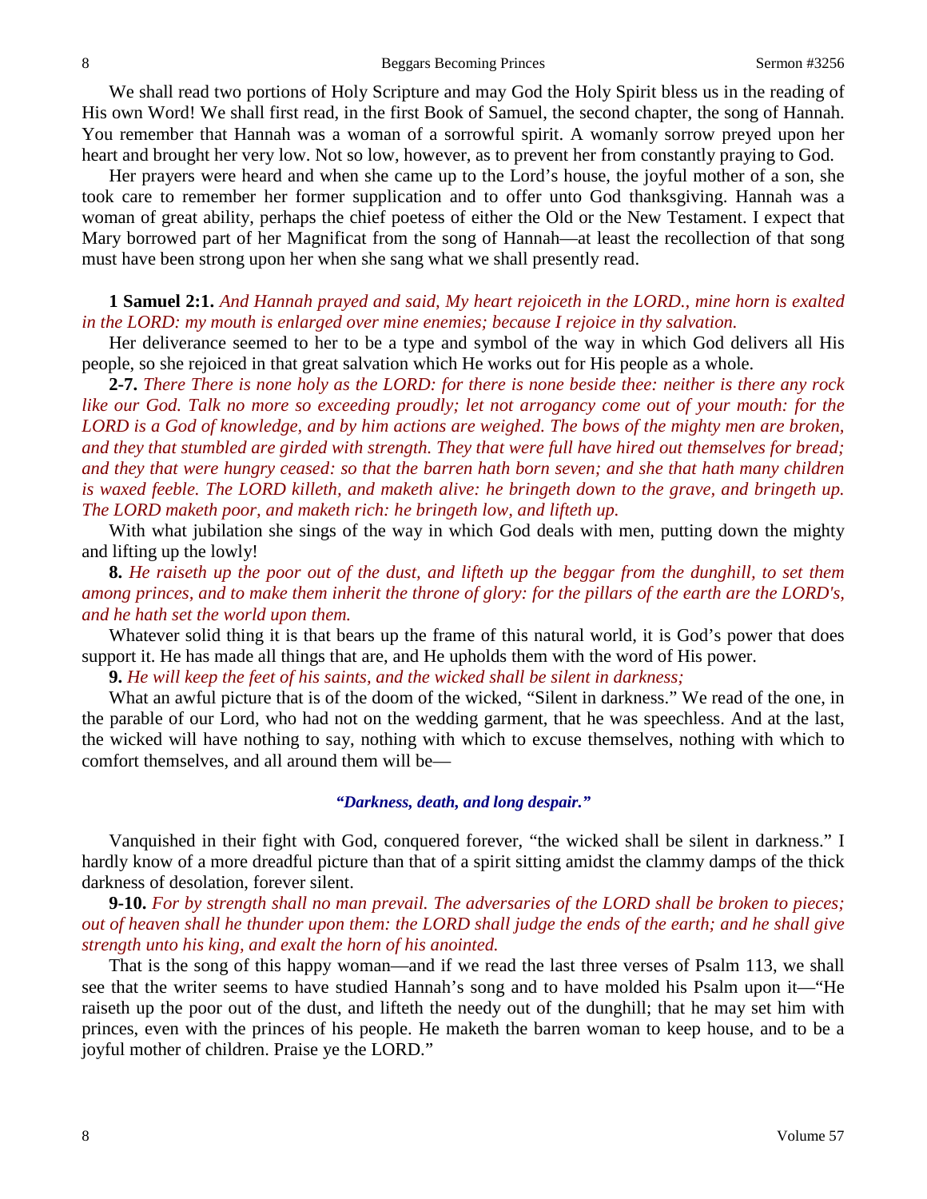We shall read two portions of Holy Scripture and may God the Holy Spirit bless us in the reading of His own Word! We shall first read, in the first Book of Samuel, the second chapter, the song of Hannah. You remember that Hannah was a woman of a sorrowful spirit. A womanly sorrow preyed upon her heart and brought her very low. Not so low, however, as to prevent her from constantly praying to God.

Her prayers were heard and when she came up to the Lord's house, the joyful mother of a son, she took care to remember her former supplication and to offer unto God thanksgiving. Hannah was a woman of great ability, perhaps the chief poetess of either the Old or the New Testament. I expect that Mary borrowed part of her Magnificat from the song of Hannah—at least the recollection of that song must have been strong upon her when she sang what we shall presently read.

**1 Samuel 2:1.** *And Hannah prayed and said, My heart rejoiceth in the LORD., mine horn is exalted in the LORD: my mouth is enlarged over mine enemies; because I rejoice in thy salvation.*

Her deliverance seemed to her to be a type and symbol of the way in which God delivers all His people, so she rejoiced in that great salvation which He works out for His people as a whole.

**2-7.** *There There is none holy as the LORD: for there is none beside thee: neither is there any rock like our God. Talk no more so exceeding proudly; let not arrogancy come out of your mouth: for the LORD is a God of knowledge, and by him actions are weighed. The bows of the mighty men are broken, and they that stumbled are girded with strength. They that were full have hired out themselves for bread; and they that were hungry ceased: so that the barren hath born seven; and she that hath many children is waxed feeble. The LORD killeth, and maketh alive: he bringeth down to the grave, and bringeth up. The LORD maketh poor, and maketh rich: he bringeth low, and lifteth up.*

With what jubilation she sings of the way in which God deals with men, putting down the mighty and lifting up the lowly!

**8.** *He raiseth up the poor out of the dust, and lifteth up the beggar from the dunghill, to set them among princes, and to make them inherit the throne of glory: for the pillars of the earth are the LORD's, and he hath set the world upon them.*

Whatever solid thing it is that bears up the frame of this natural world, it is God's power that does support it. He has made all things that are, and He upholds them with the word of His power.

**9.** *He will keep the feet of his saints, and the wicked shall be silent in darkness;*

What an awful picture that is of the doom of the wicked, "Silent in darkness." We read of the one, in the parable of our Lord, who had not on the wedding garment, that he was speechless. And at the last, the wicked will have nothing to say, nothing with which to excuse themselves, nothing with which to comfort themselves, and all around them will be—

*"Darkness, death, and long despair."*

Vanquished in their fight with God, conquered forever, "the wicked shall be silent in darkness." I hardly know of a more dreadful picture than that of a spirit sitting amidst the clammy damps of the thick darkness of desolation, forever silent.

**9-10.** *For by strength shall no man prevail. The adversaries of the LORD shall be broken to pieces; out of heaven shall he thunder upon them: the LORD shall judge the ends of the earth; and he shall give strength unto his king, and exalt the horn of his anointed.*

That is the song of this happy woman—and if we read the last three verses of Psalm 113, we shall see that the writer seems to have studied Hannah's song and to have molded his Psalm upon it—"He raiseth up the poor out of the dust, and lifteth the needy out of the dunghill; that he may set him with princes, even with the princes of his people. He maketh the barren woman to keep house, and to be a joyful mother of children. Praise ye the LORD."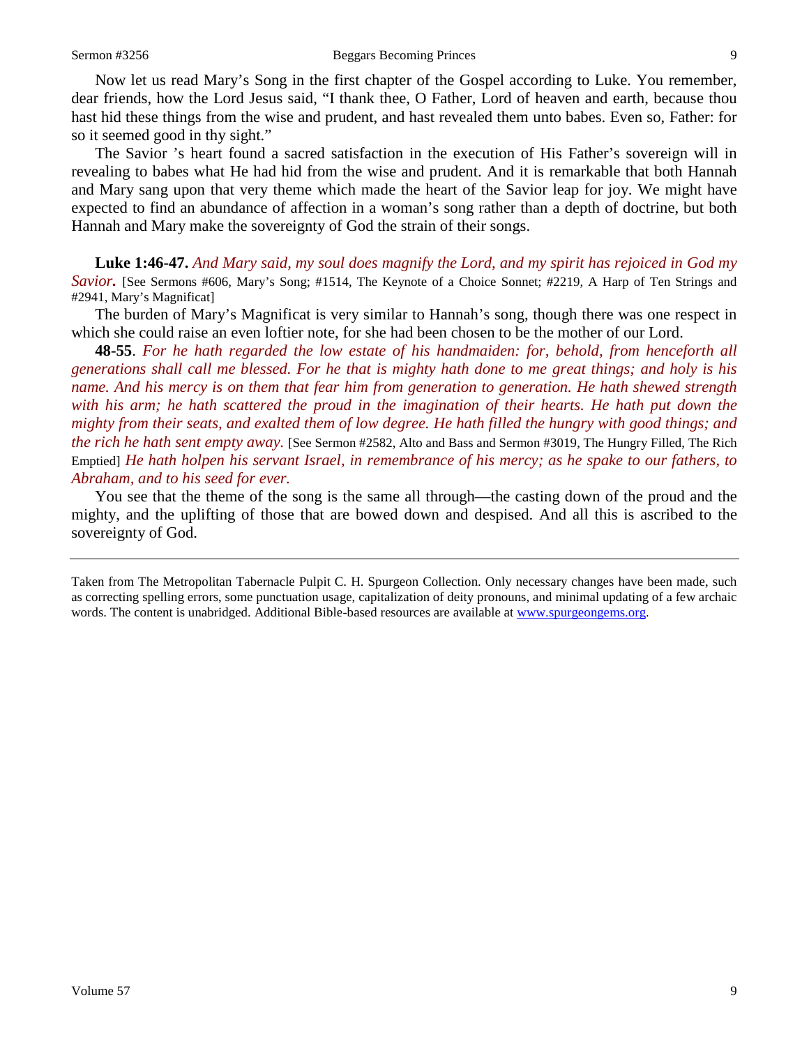Now let us read Mary's Song in the first chapter of the Gospel according to Luke. You remember, dear friends, how the Lord Jesus said, "I thank thee, O Father, Lord of heaven and earth, because thou hast hid these things from the wise and prudent, and hast revealed them unto babes. Even so, Father: for so it seemed good in thy sight."

The Savior 's heart found a sacred satisfaction in the execution of His Father's sovereign will in revealing to babes what He had hid from the wise and prudent. And it is remarkable that both Hannah and Mary sang upon that very theme which made the heart of the Savior leap for joy. We might have expected to find an abundance of affection in a woman's song rather than a depth of doctrine, but both Hannah and Mary make the sovereignty of God the strain of their songs.

**Luke 1:46-47.** *And Mary said, my soul does magnify the Lord, and my spirit has rejoiced in God my Savior.* [See Sermons #606, Mary's Song; #1514, The Keynote of a Choice Sonnet; #2219, A Harp of Ten Strings and #2941, Mary's Magnificat]

The burden of Mary's Magnificat is very similar to Hannah's song, though there was one respect in which she could raise an even loftier note, for she had been chosen to be the mother of our Lord.

**48-55**. *For he hath regarded the low estate of his handmaiden: for, behold, from henceforth all generations shall call me blessed. For he that is mighty hath done to me great things; and holy is his name. And his mercy is on them that fear him from generation to generation. He hath shewed strength with his arm; he hath scattered the proud in the imagination of their hearts. He hath put down the mighty from their seats, and exalted them of low degree. He hath filled the hungry with good things; and the rich he hath sent empty away.* [See Sermon #2582, Alto and Bass and Sermon #3019, The Hungry Filled, The Rich Emptied] *He hath holpen his servant Israel, in remembrance of his mercy; as he spake to our fathers, to Abraham, and to his seed for ever.*

You see that the theme of the song is the same all through—the casting down of the proud and the mighty, and the uplifting of those that are bowed down and despised. And all this is ascribed to the sovereignty of God.

---

Taken from The Metropolitan Tabernacle Pulpit C. H. Spurgeon Collection. Only necessary changes have been made, such as correcting spelling errors, some punctuation usage, capitalization of deity pronouns, and minimal updating of a few archaic words. The content is unabridged. Additional Bible-based resources are available at www.spurgeongems.org.